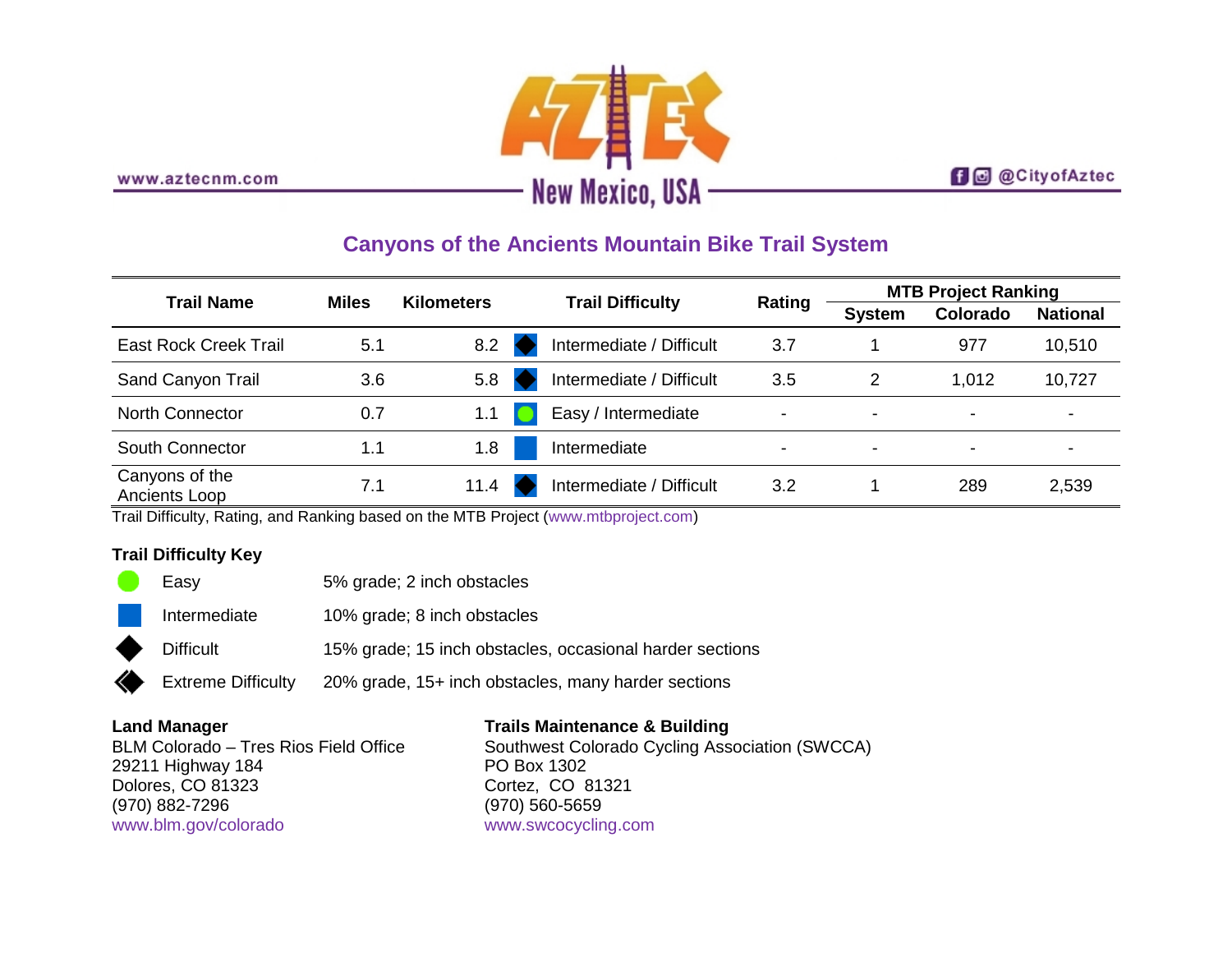www.aztecnm.com

# AZTEC New Mexico, USA

@CityofAztec

## Canyons of the Ancients Mountain Bike Trail System

| Trail Name | Miles | Kilometers | Trail Difficulty | Rating | MTB Project Ranking | | |
|---|---|---|---|---|---|---|---|
| | | | | | System | Colorado | National |
| East Rock Creek Trail | 5.1 | 8.2 | ◆ Intermediate / Difficult | 3.7 | 1 | 977 | 10,510 |
| Sand Canyon Trail | 3.6 | 5.8 | ◆ Intermediate / Difficult | 3.5 | 2 | 1,012 | 10,727 |
| North Connector | 0.7 | 1.1 | ● Easy / Intermediate | - | - | - | - |
| South Connector | 1.1 | 1.8 | ■ Intermediate | - | - | - | - |
| Canyons of the Ancients Loop | 7.1 | 11.4 | ◆ Intermediate / Difficult | 3.2 | 1 | 289 | 2,539 |

Trail Difficulty, Rating, and Ranking based on the MTB Project (www.mtbproject.com)

### Trail Difficulty Key

| | | |
|---|---|---|
| ● | Easy | 5% grade; 2 inch obstacles |
| ■ | Intermediate | 10% grade; 8 inch obstacles |
| ◆ | Difficult | 15% grade; 15 inch obstacles, occasional harder sections |
| ◆◆ | Extreme Difficulty | 20% grade, 15+ inch obstacles, many harder sections |

**Land Manager**
BLM Colorado – Tres Rios Field Office
29211 Highway 184
Dolores, CO 81323
(970) 882-7296
www.blm.gov/colorado

**Trails Maintenance & Building**
Southwest Colorado Cycling Association (SWCCA)
PO Box 1302
Cortez, CO 81321
(970) 560-5659
www.swcocycling.com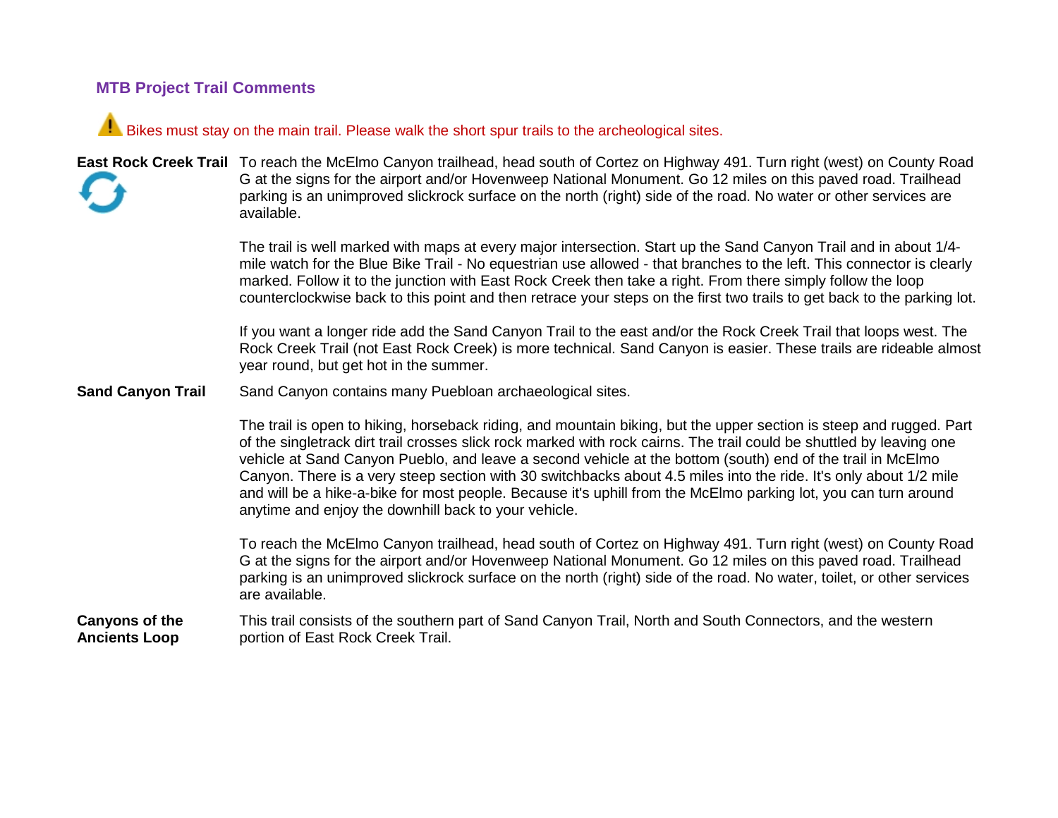## MTB Project Trail Comments

⚠ Bikes must stay on the main trail. Please walk the short spur trails to the archeological sites.

**East Rock Creek Trail**

To reach the McElmo Canyon trailhead, head south of Cortez on Highway 491. Turn right (west) on County Road G at the signs for the airport and/or Hovenweep National Monument. Go 12 miles on this paved road. Trailhead parking is an unimproved slickrock surface on the north (right) side of the road. No water or other services are available.

The trail is well marked with maps at every major intersection. Start up the Sand Canyon Trail and in about 1/4-mile watch for the Blue Bike Trail - No equestrian use allowed - that branches to the left. This connector is clearly marked. Follow it to the junction with East Rock Creek then take a right. From there simply follow the loop counterclockwise back to this point and then retrace your steps on the first two trails to get back to the parking lot.

If you want a longer ride add the Sand Canyon Trail to the east and/or the Rock Creek Trail that loops west. The Rock Creek Trail (not East Rock Creek) is more technical. Sand Canyon is easier. These trails are rideable almost year round, but get hot in the summer.

**Sand Canyon Trail**

Sand Canyon contains many Puebloan archaeological sites.

The trail is open to hiking, horseback riding, and mountain biking, but the upper section is steep and rugged. Part of the singletrack dirt trail crosses slick rock marked with rock cairns. The trail could be shuttled by leaving one vehicle at Sand Canyon Pueblo, and leave a second vehicle at the bottom (south) end of the trail in McElmo Canyon. There is a very steep section with 30 switchbacks about 4.5 miles into the ride. It's only about 1/2 mile and will be a hike-a-bike for most people. Because it's uphill from the McElmo parking lot, you can turn around anytime and enjoy the downhill back to your vehicle.

To reach the McElmo Canyon trailhead, head south of Cortez on Highway 491. Turn right (west) on County Road G at the signs for the airport and/or Hovenweep National Monument. Go 12 miles on this paved road. Trailhead parking is an unimproved slickrock surface on the north (right) side of the road. No water, toilet, or other services are available.

**Canyons of the Ancients Loop**

This trail consists of the southern part of Sand Canyon Trail, North and South Connectors, and the western portion of East Rock Creek Trail.